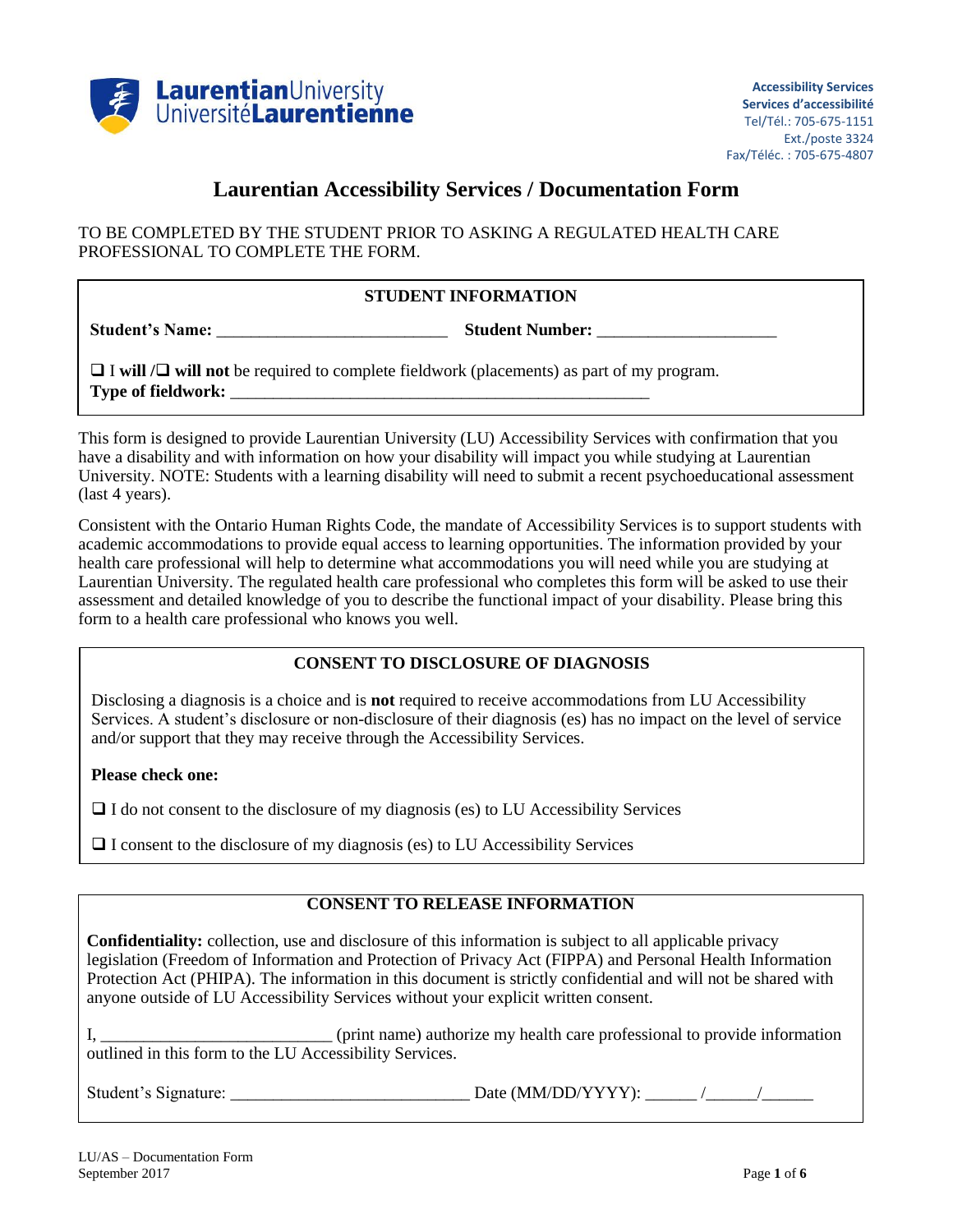Laurentian University / Université Laurentienne

**Accessibility Services**
**Services d'accessibilité**
Tel/Tél.: 705-675-1151
Ext./poste 3324
Fax/Téléc. : 705-675-4807

# Laurentian Accessibility Services / Documentation Form

TO BE COMPLETED BY THE STUDENT PRIOR TO ASKING A REGULATED HEALTH CARE PROFESSIONAL TO COMPLETE THE FORM.

## STUDENT INFORMATION

**Student's Name:** ___________________________ **Student Number:** _____________________

❑ I **will** /❑ **will not** be required to complete fieldwork (placements) as part of my program.
**Type of fieldwork:** __________________________________________________

This form is designed to provide Laurentian University (LU) Accessibility Services with confirmation that you have a disability and with information on how your disability will impact you while studying at Laurentian University. NOTE: Students with a learning disability will need to submit a recent psychoeducational assessment (last 4 years).

Consistent with the Ontario Human Rights Code, the mandate of Accessibility Services is to support students with academic accommodations to provide equal access to learning opportunities. The information provided by your health care professional will help to determine what accommodations you will need while you are studying at Laurentian University. The regulated health care professional who completes this form will be asked to use their assessment and detailed knowledge of you to describe the functional impact of your disability. Please bring this form to a health care professional who knows you well.

## CONSENT TO DISCLOSURE OF DIAGNOSIS

Disclosing a diagnosis is a choice and is **not** required to receive accommodations from LU Accessibility Services. A student's disclosure or non-disclosure of their diagnosis (es) has no impact on the level of service and/or support that they may receive through the Accessibility Services.

**Please check one:**

❑ I do not consent to the disclosure of my diagnosis (es) to LU Accessibility Services

❑ I consent to the disclosure of my diagnosis (es) to LU Accessibility Services

## CONSENT TO RELEASE INFORMATION

**Confidentiality:** collection, use and disclosure of this information is subject to all applicable privacy legislation (Freedom of Information and Protection of Privacy Act (FIPPA) and Personal Health Information Protection Act (PHIPA). The information in this document is strictly confidential and will not be shared with anyone outside of LU Accessibility Services without your explicit written consent.

I, __________________________ (print name) authorize my health care professional to provide information outlined in this form to the LU Accessibility Services.

Student's Signature: ___________________________ Date (MM/DD/YYYY): ______ /______/______

LU/AS – Documentation Form
September 2017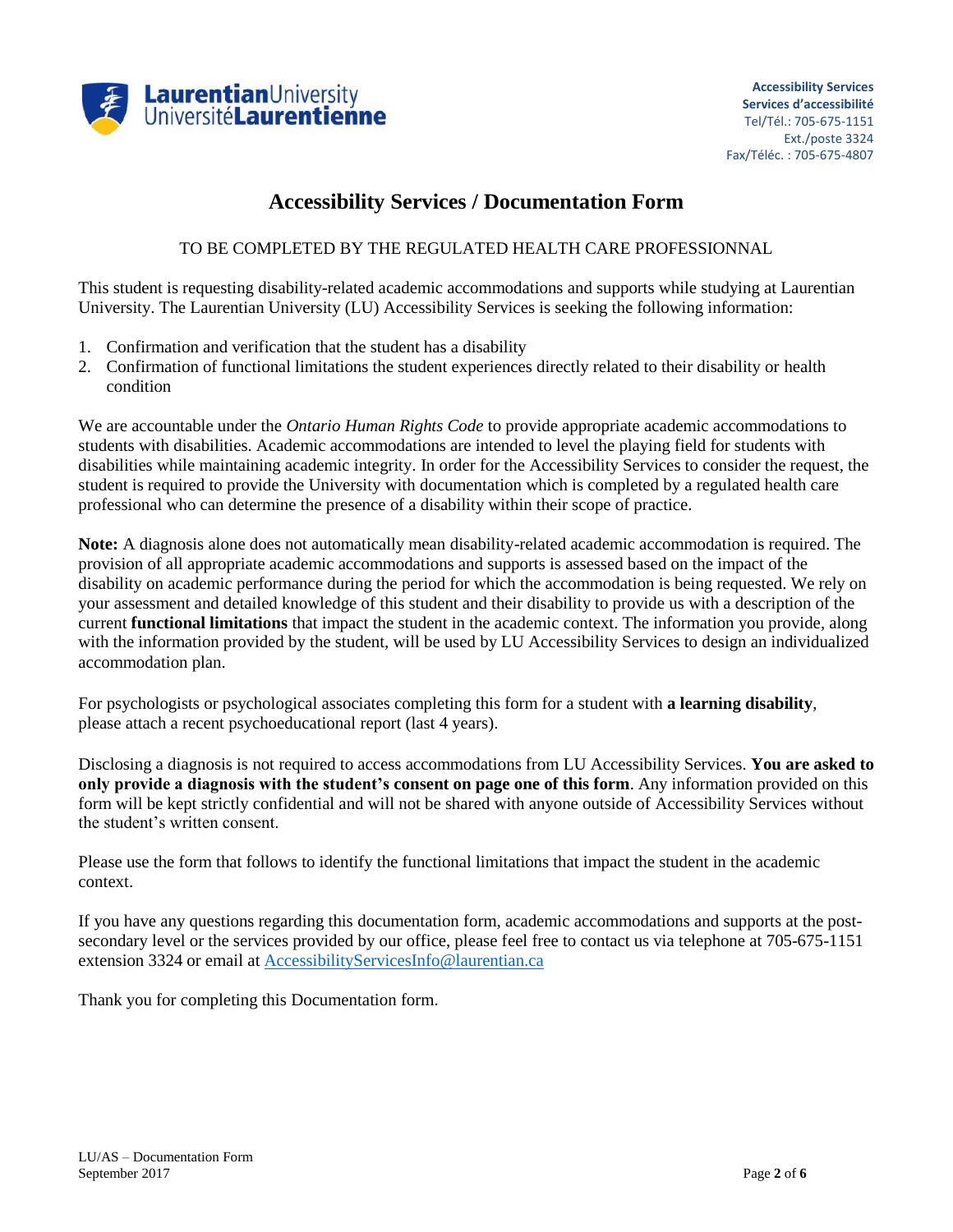Accessibility Services
Services d'accessibilité
Tel/Tél.: 705-675-1151
Ext./poste 3324
Fax/Téléc. : 705-675-4807

# Accessibility Services / Documentation Form

TO BE COMPLETED BY THE REGULATED HEALTH CARE PROFESSIONNAL

This student is requesting disability-related academic accommodations and supports while studying at Laurentian University. The Laurentian University (LU) Accessibility Services is seeking the following information:

1. Confirmation and verification that the student has a disability
2. Confirmation of functional limitations the student experiences directly related to their disability or health condition

We are accountable under the *Ontario Human Rights Code* to provide appropriate academic accommodations to students with disabilities. Academic accommodations are intended to level the playing field for students with disabilities while maintaining academic integrity. In order for the Accessibility Services to consider the request, the student is required to provide the University with documentation which is completed by a regulated health care professional who can determine the presence of a disability within their scope of practice.

**Note:** A diagnosis alone does not automatically mean disability-related academic accommodation is required. The provision of all appropriate academic accommodations and supports is assessed based on the impact of the disability on academic performance during the period for which the accommodation is being requested. We rely on your assessment and detailed knowledge of this student and their disability to provide us with a description of the current **functional limitations** that impact the student in the academic context. The information you provide, along with the information provided by the student, will be used by LU Accessibility Services to design an individualized accommodation plan.

For psychologists or psychological associates completing this form for a student with **a learning disability**, please attach a recent psychoeducational report (last 4 years).

Disclosing a diagnosis is not required to access accommodations from LU Accessibility Services. **You are asked to only provide a diagnosis with the student's consent on page one of this form**. Any information provided on this form will be kept strictly confidential and will not be shared with anyone outside of Accessibility Services without the student's written consent.

Please use the form that follows to identify the functional limitations that impact the student in the academic context.

If you have any questions regarding this documentation form, academic accommodations and supports at the post-secondary level or the services provided by our office, please feel free to contact us via telephone at 705-675-1151 extension 3324 or email at AccessibilityServicesInfo@laurentian.ca

Thank you for completing this Documentation form.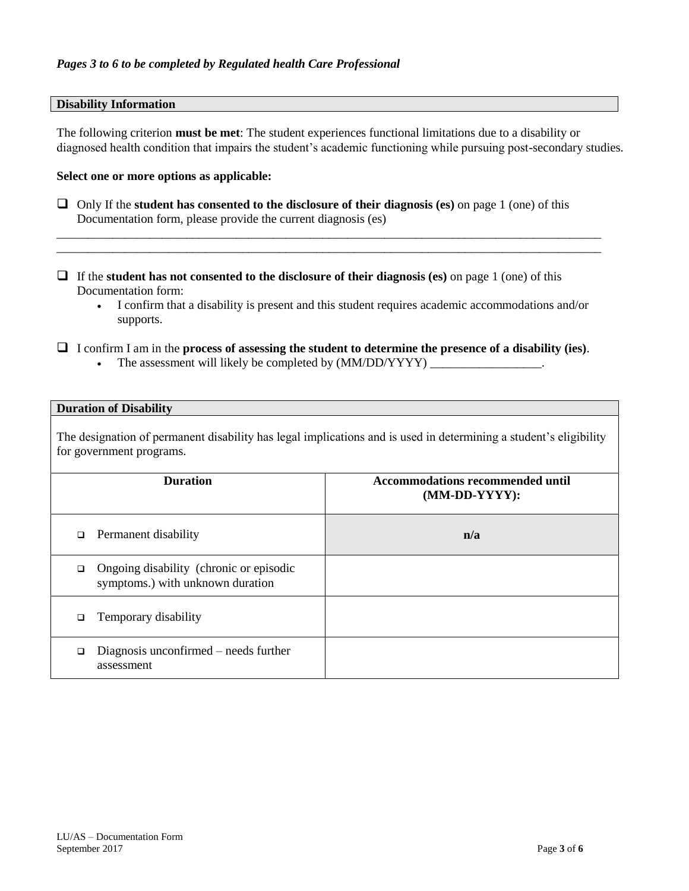*Pages 3 to 6 to be completed by Regulated health Care Professional*

## Disability Information

The following criterion **must be met**: The student experiences functional limitations due to a disability or diagnosed health condition that impairs the student's academic functioning while pursuing post-secondary studies.

**Select one or more options as applicable:**

- ☐ Only If the **student has consented to the disclosure of their diagnosis (es)** on page 1 (one) of this Documentation form, please provide the current diagnosis (es)

_____________________________________________________________________________________________

_____________________________________________________________________________________________

- ☐ If the **student has not consented to the disclosure of their diagnosis (es)** on page 1 (one) of this Documentation form:
  - I confirm that a disability is present and this student requires academic accommodations and/or supports.

- ☐ I confirm I am in the **process of assessing the student to determine the presence of a disability (ies)**.
  - The assessment will likely be completed by (MM/DD/YYYY) __________________.

## Duration of Disability

The designation of permanent disability has legal implications and is used in determining a student's eligibility for government programs.

| Duration | Accommodations recommended until (MM-DD-YYYY): |
|---|---|
| ☐ Permanent disability | n/a |
| ☐ Ongoing disability (chronic or episodic symptoms.) with unknown duration | |
| ☐ Temporary disability | |
| ☐ Diagnosis unconfirmed – needs further assessment | |

LU/AS – Documentation Form
September 2017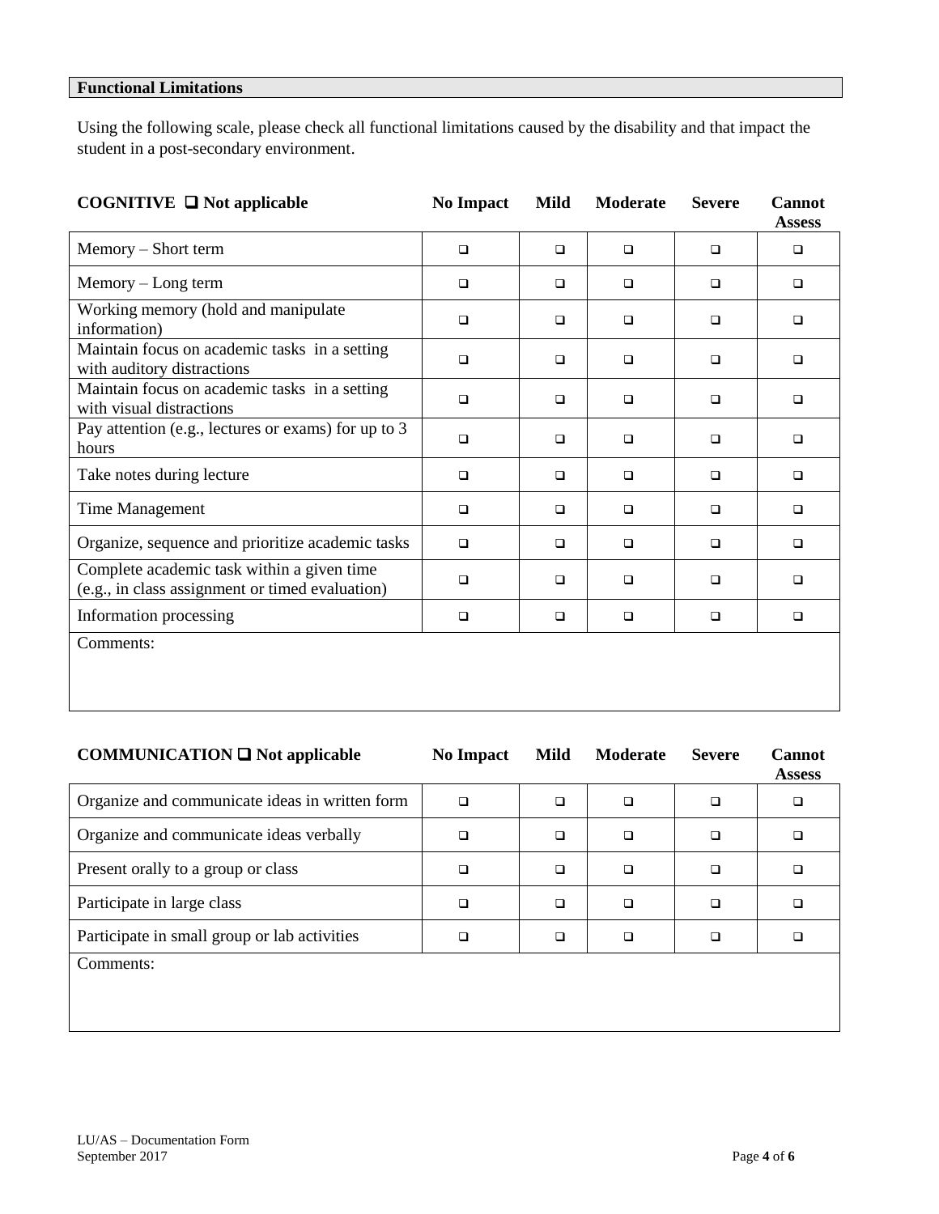## Functional Limitations

Using the following scale, please check all functional limitations caused by the disability and that impact the student in a post-secondary environment.

| COGNITIVE ❑ Not applicable | No Impact | Mild | Moderate | Severe | Cannot Assess |
|---|---|---|---|---|---|
| Memory – Short term | ❑ | ❑ | ❑ | ❑ | ❑ |
| Memory – Long term | ❑ | ❑ | ❑ | ❑ | ❑ |
| Working memory (hold and manipulate information) | ❑ | ❑ | ❑ | ❑ | ❑ |
| Maintain focus on academic tasks in a setting with auditory distractions | ❑ | ❑ | ❑ | ❑ | ❑ |
| Maintain focus on academic tasks in a setting with visual distractions | ❑ | ❑ | ❑ | ❑ | ❑ |
| Pay attention (e.g., lectures or exams) for up to 3 hours | ❑ | ❑ | ❑ | ❑ | ❑ |
| Take notes during lecture | ❑ | ❑ | ❑ | ❑ | ❑ |
| Time Management | ❑ | ❑ | ❑ | ❑ | ❑ |
| Organize, sequence and prioritize academic tasks | ❑ | ❑ | ❑ | ❑ | ❑ |
| Complete academic task within a given time (e.g., in class assignment or timed evaluation) | ❑ | ❑ | ❑ | ❑ | ❑ |
| Information processing | ❑ | ❑ | ❑ | ❑ | ❑ |
| Comments: | | | | | |

| COMMUNICATION ❑ Not applicable | No Impact | Mild | Moderate | Severe | Cannot Assess |
|---|---|---|---|---|---|
| Organize and communicate ideas in written form | ❑ | ❑ | ❑ | ❑ | ❑ |
| Organize and communicate ideas verbally | ❑ | ❑ | ❑ | ❑ | ❑ |
| Present orally to a group or class | ❑ | ❑ | ❑ | ❑ | ❑ |
| Participate in large class | ❑ | ❑ | ❑ | ❑ | ❑ |
| Participate in small group or lab activities | ❑ | ❑ | ❑ | ❑ | ❑ |
| Comments: | | | | | |

LU/AS – Documentation Form
September 2017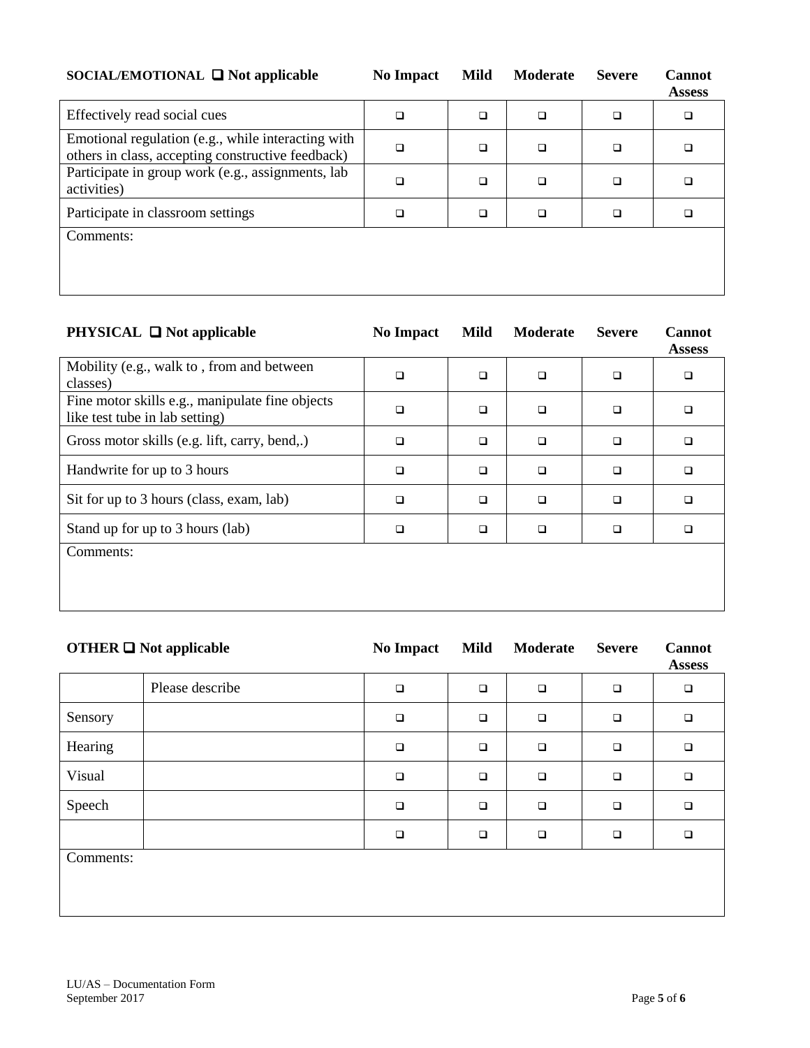| SOCIAL/EMOTIONAL ❑ Not applicable | No Impact | Mild | Moderate | Severe | Cannot Assess |
|---|---|---|---|---|---|
| Effectively read social cues | ❑ | ❑ | ❑ | ❑ | ❑ |
| Emotional regulation (e.g., while interacting with others in class, accepting constructive feedback) | ❑ | ❑ | ❑ | ❑ | ❑ |
| Participate in group work (e.g., assignments, lab activities) | ❑ | ❑ | ❑ | ❑ | ❑ |
| Participate in classroom settings | ❑ | ❑ | ❑ | ❑ | ❑ |
| Comments: | | | | | |

| PHYSICAL ❑ Not applicable | No Impact | Mild | Moderate | Severe | Cannot Assess |
|---|---|---|---|---|---|
| Mobility (e.g., walk to , from and between classes) | ❑ | ❑ | ❑ | ❑ | ❑ |
| Fine motor skills e.g., manipulate fine objects like test tube in lab setting) | ❑ | ❑ | ❑ | ❑ | ❑ |
| Gross motor skills (e.g. lift, carry, bend,.) | ❑ | ❑ | ❑ | ❑ | ❑ |
| Handwrite for up to 3 hours | ❑ | ❑ | ❑ | ❑ | ❑ |
| Sit for up to 3 hours (class, exam, lab) | ❑ | ❑ | ❑ | ❑ | ❑ |
| Stand up for up to 3 hours (lab) | ❑ | ❑ | ❑ | ❑ | ❑ |
| Comments: | | | | | |

| OTHER ❑ Not applicable | | No Impact | Mild | Moderate | Severe | Cannot Assess |
|---|---|---|---|---|---|---|
| | Please describe | ❑ | ❑ | ❑ | ❑ | ❑ |
| Sensory | | ❑ | ❑ | ❑ | ❑ | ❑ |
| Hearing | | ❑ | ❑ | ❑ | ❑ | ❑ |
| Visual | | ❑ | ❑ | ❑ | ❑ | ❑ |
| Speech | | ❑ | ❑ | ❑ | ❑ | ❑ |
| | | ❑ | ❑ | ❑ | ❑ | ❑ |
| Comments: | | | | | | |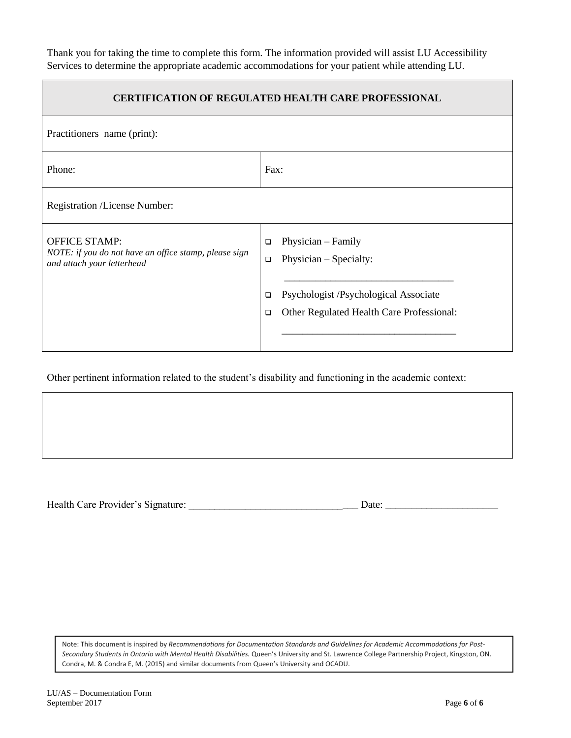Thank you for taking the time to complete this form. The information provided will assist LU Accessibility Services to determine the appropriate academic accommodations for your patient while attending LU.

| **CERTIFICATION OF REGULATED HEALTH CARE PROFESSIONAL** | |
| --- | --- |
| Practitioners name (print): | |
| Phone: | Fax: |
| Registration /License Number: | |
| OFFICE STAMP:<br>*NOTE: if you do not have an office stamp, please sign and attach your letterhead* | ❑ Physician – Family<br>❑ Physician – Specialty:<br>\_\_\_\_\_\_\_\_\_\_\_\_\_\_\_\_\_\_\_\_\_\_\_\_\_\_\_\_\_\_\_\_<br>❑ Psychologist /Psychological Associate<br>❑ Other Regulated Health Care Professional:<br>\_\_\_\_\_\_\_\_\_\_\_\_\_\_\_\_\_\_\_\_\_\_\_\_\_\_\_\_\_\_\_\_ |

Other pertinent information related to the student's disability and functioning in the academic context:

| |
| --- |
| |

Health Care Provider's Signature: \_\_\_\_\_\_\_\_\_\_\_\_\_\_\_\_\_\_\_\_\_\_\_\_\_\_\_\_\_\_\_\_\_\_ Date: \_\_\_\_\_\_\_\_\_\_\_\_\_\_\_\_\_\_\_\_\_\_

Note: This document is inspired by *Recommendations for Documentation Standards and Guidelines for Academic Accommodations for Post-Secondary Students in Ontario with Mental Health Disabilities.* Queen's University and St. Lawrence College Partnership Project, Kingston, ON. Condra, M. & Condra E, M. (2015) and similar documents from Queen's University and OCADU.

LU/AS – Documentation Form
September 2017